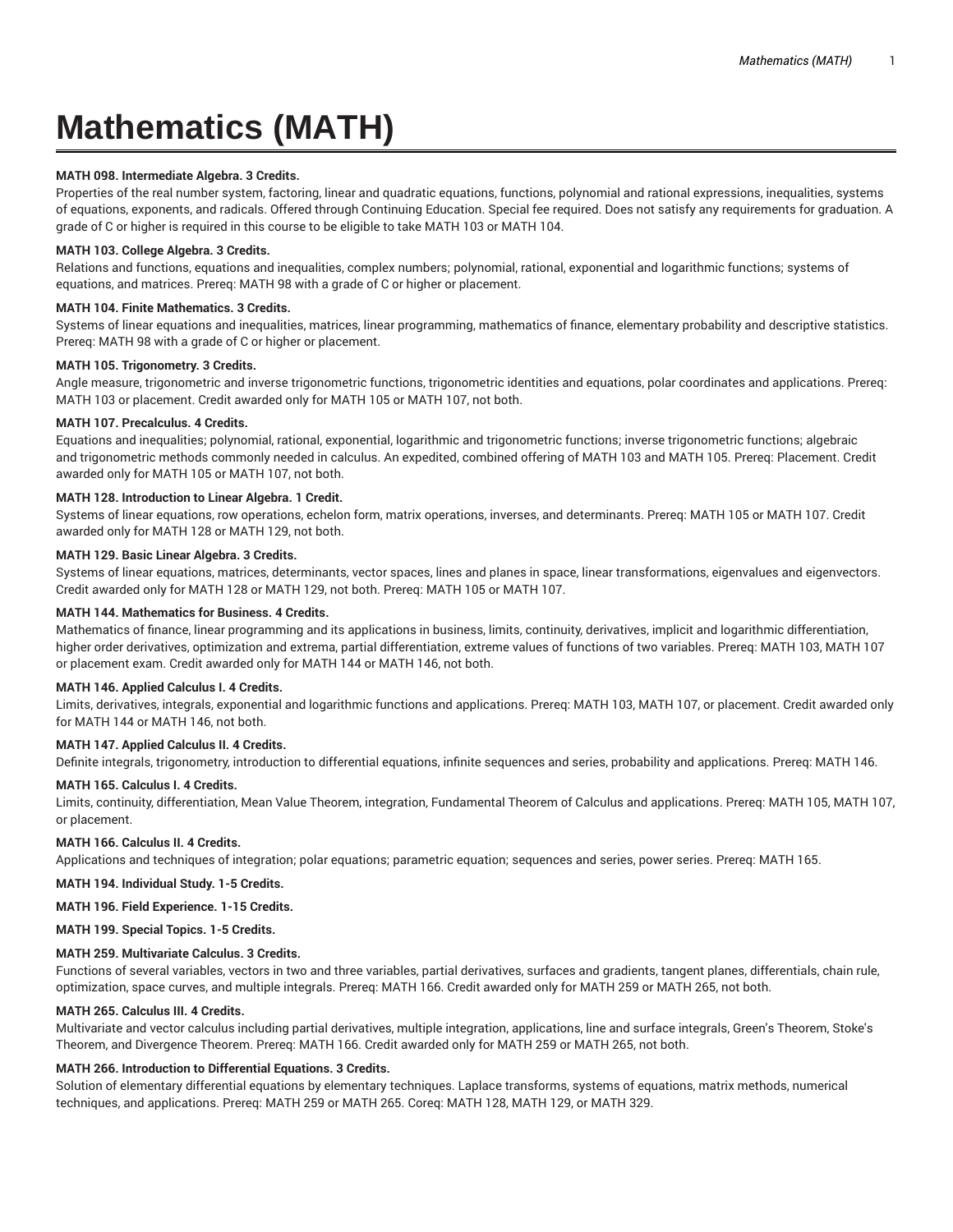# Mathematics (MATH)

**MATH 098. Intermediate Algebra. 3 Credits.**

Properties of the real number system, factoring, linear and quadratic equations, functions, polynomial and rational expressions, inequalities, systems of equations, exponents, and radicals. Offered through Continuing Education. Special fee required. Does not satisfy any requirements for graduation. A grade of C or higher is required in this course to be eligible to take MATH 103 or MATH 104.

**MATH 103. College Algebra. 3 Credits.**

Relations and functions, equations and inequalities, complex numbers; polynomial, rational, exponential and logarithmic functions; systems of equations, and matrices. Prereq: MATH 98 with a grade of C or higher or placement.

**MATH 104. Finite Mathematics. 3 Credits.**

Systems of linear equations and inequalities, matrices, linear programming, mathematics of finance, elementary probability and descriptive statistics. Prereq: MATH 98 with a grade of C or higher or placement.

**MATH 105. Trigonometry. 3 Credits.**

Angle measure, trigonometric and inverse trigonometric functions, trigonometric identities and equations, polar coordinates and applications. Prereq: MATH 103 or placement. Credit awarded only for MATH 105 or MATH 107, not both.

**MATH 107. Precalculus. 4 Credits.**

Equations and inequalities; polynomial, rational, exponential, logarithmic and trigonometric functions; inverse trigonometric functions; algebraic and trigonometric methods commonly needed in calculus. An expedited, combined offering of MATH 103 and MATH 105. Prereq: Placement. Credit awarded only for MATH 105 or MATH 107, not both.

**MATH 128. Introduction to Linear Algebra. 1 Credit.**

Systems of linear equations, row operations, echelon form, matrix operations, inverses, and determinants. Prereq: MATH 105 or MATH 107. Credit awarded only for MATH 128 or MATH 129, not both.

**MATH 129. Basic Linear Algebra. 3 Credits.**

Systems of linear equations, matrices, determinants, vector spaces, lines and planes in space, linear transformations, eigenvalues and eigenvectors. Credit awarded only for MATH 128 or MATH 129, not both. Prereq: MATH 105 or MATH 107.

**MATH 144. Mathematics for Business. 4 Credits.**

Mathematics of finance, linear programming and its applications in business, limits, continuity, derivatives, implicit and logarithmic differentiation, higher order derivatives, optimization and extrema, partial differentiation, extreme values of functions of two variables. Prereq: MATH 103, MATH 107 or placement exam. Credit awarded only for MATH 144 or MATH 146, not both.

**MATH 146. Applied Calculus I. 4 Credits.**

Limits, derivatives, integrals, exponential and logarithmic functions and applications. Prereq: MATH 103, MATH 107, or placement. Credit awarded only for MATH 144 or MATH 146, not both.

**MATH 147. Applied Calculus II. 4 Credits.**

Definite integrals, trigonometry, introduction to differential equations, infinite sequences and series, probability and applications. Prereq: MATH 146.

**MATH 165. Calculus I. 4 Credits.**

Limits, continuity, differentiation, Mean Value Theorem, integration, Fundamental Theorem of Calculus and applications. Prereq: MATH 105, MATH 107, or placement.

**MATH 166. Calculus II. 4 Credits.**

Applications and techniques of integration; polar equations; parametric equation; sequences and series, power series. Prereq: MATH 165.

**MATH 194. Individual Study. 1-5 Credits.**

**MATH 196. Field Experience. 1-15 Credits.**

**MATH 199. Special Topics. 1-5 Credits.**

**MATH 259. Multivariate Calculus. 3 Credits.**

Functions of several variables, vectors in two and three variables, partial derivatives, surfaces and gradients, tangent planes, differentials, chain rule, optimization, space curves, and multiple integrals. Prereq: MATH 166. Credit awarded only for MATH 259 or MATH 265, not both.

**MATH 265. Calculus III. 4 Credits.**

Multivariate and vector calculus including partial derivatives, multiple integration, applications, line and surface integrals, Green's Theorem, Stoke's Theorem, and Divergence Theorem. Prereq: MATH 166. Credit awarded only for MATH 259 or MATH 265, not both.

**MATH 266. Introduction to Differential Equations. 3 Credits.**

Solution of elementary differential equations by elementary techniques. Laplace transforms, systems of equations, matrix methods, numerical techniques, and applications. Prereq: MATH 259 or MATH 265. Coreq: MATH 128, MATH 129, or MATH 329.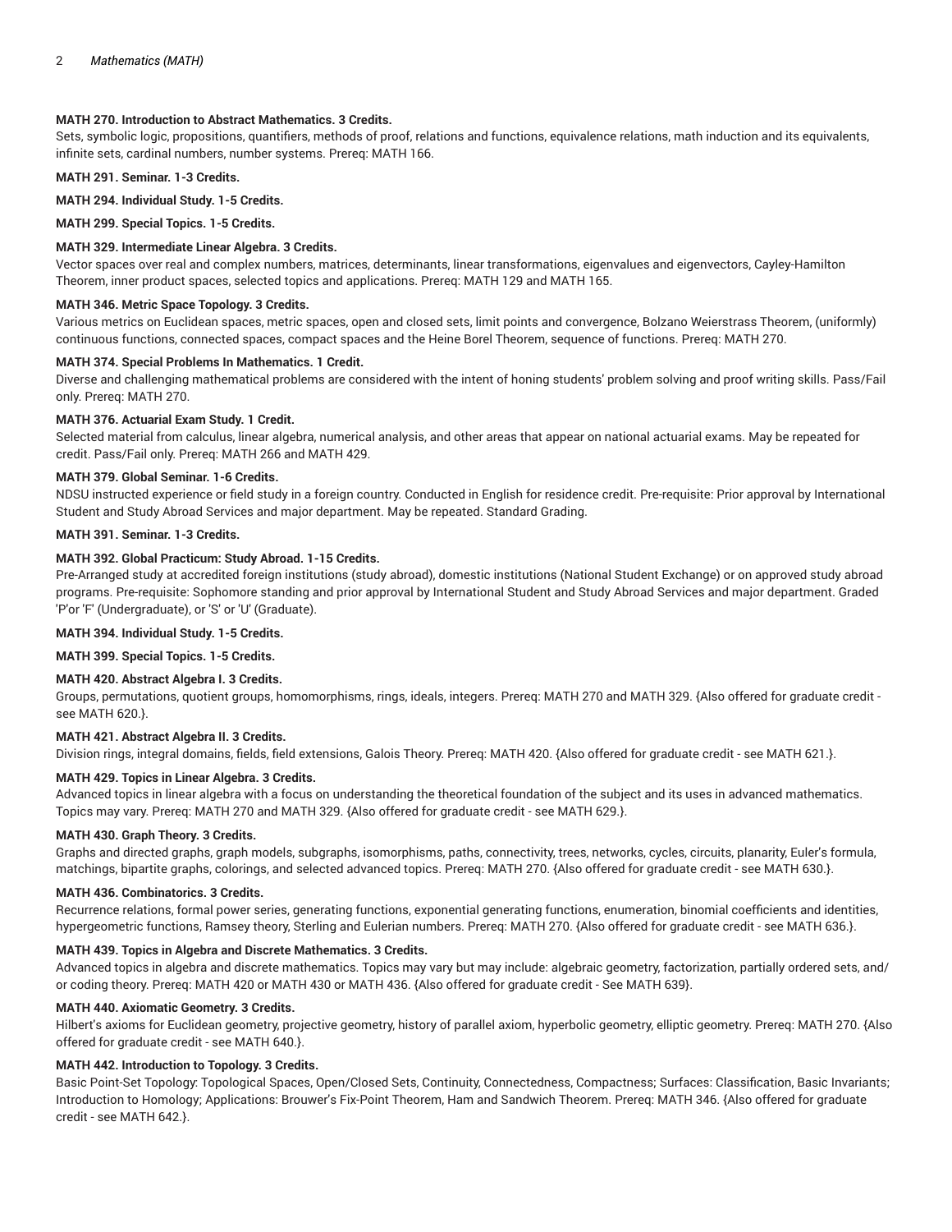**MATH 270. Introduction to Abstract Mathematics. 3 Credits.**

Sets, symbolic logic, propositions, quantifiers, methods of proof, relations and functions, equivalence relations, math induction and its equivalents, infinite sets, cardinal numbers, number systems. Prereq: MATH 166.

**MATH 291. Seminar. 1-3 Credits.**

**MATH 294. Individual Study. 1-5 Credits.**

**MATH 299. Special Topics. 1-5 Credits.**

**MATH 329. Intermediate Linear Algebra. 3 Credits.**

Vector spaces over real and complex numbers, matrices, determinants, linear transformations, eigenvalues and eigenvectors, Cayley-Hamilton Theorem, inner product spaces, selected topics and applications. Prereq: MATH 129 and MATH 165.

**MATH 346. Metric Space Topology. 3 Credits.**

Various metrics on Euclidean spaces, metric spaces, open and closed sets, limit points and convergence, Bolzano Weierstrass Theorem, (uniformly) continuous functions, connected spaces, compact spaces and the Heine Borel Theorem, sequence of functions. Prereq: MATH 270.

**MATH 374. Special Problems In Mathematics. 1 Credit.**

Diverse and challenging mathematical problems are considered with the intent of honing students' problem solving and proof writing skills. Pass/Fail only. Prereq: MATH 270.

**MATH 376. Actuarial Exam Study. 1 Credit.**

Selected material from calculus, linear algebra, numerical analysis, and other areas that appear on national actuarial exams. May be repeated for credit. Pass/Fail only. Prereq: MATH 266 and MATH 429.

**MATH 379. Global Seminar. 1-6 Credits.**

NDSU instructed experience or field study in a foreign country. Conducted in English for residence credit. Pre-requisite: Prior approval by International Student and Study Abroad Services and major department. May be repeated. Standard Grading.

**MATH 391. Seminar. 1-3 Credits.**

**MATH 392. Global Practicum: Study Abroad. 1-15 Credits.**

Pre-Arranged study at accredited foreign institutions (study abroad), domestic institutions (National Student Exchange) or on approved study abroad programs. Pre-requisite: Sophomore standing and prior approval by International Student and Study Abroad Services and major department. Graded 'P'or 'F' (Undergraduate), or 'S' or 'U' (Graduate).

**MATH 394. Individual Study. 1-5 Credits.**

**MATH 399. Special Topics. 1-5 Credits.**

**MATH 420. Abstract Algebra I. 3 Credits.**

Groups, permutations, quotient groups, homomorphisms, rings, ideals, integers. Prereq: MATH 270 and MATH 329. {Also offered for graduate credit - see MATH 620.}.

**MATH 421. Abstract Algebra II. 3 Credits.**

Division rings, integral domains, fields, field extensions, Galois Theory. Prereq: MATH 420. {Also offered for graduate credit - see MATH 621.}.

**MATH 429. Topics in Linear Algebra. 3 Credits.**

Advanced topics in linear algebra with a focus on understanding the theoretical foundation of the subject and its uses in advanced mathematics. Topics may vary. Prereq: MATH 270 and MATH 329. {Also offered for graduate credit - see MATH 629.}.

**MATH 430. Graph Theory. 3 Credits.**

Graphs and directed graphs, graph models, subgraphs, isomorphisms, paths, connectivity, trees, networks, cycles, circuits, planarity, Euler's formula, matchings, bipartite graphs, colorings, and selected advanced topics. Prereq: MATH 270. {Also offered for graduate credit - see MATH 630.}.

**MATH 436. Combinatorics. 3 Credits.**

Recurrence relations, formal power series, generating functions, exponential generating functions, enumeration, binomial coefficients and identities, hypergeometric functions, Ramsey theory, Sterling and Eulerian numbers. Prereq: MATH 270. {Also offered for graduate credit - see MATH 636.}.

**MATH 439. Topics in Algebra and Discrete Mathematics. 3 Credits.**

Advanced topics in algebra and discrete mathematics. Topics may vary but may include: algebraic geometry, factorization, partially ordered sets, and/or coding theory. Prereq: MATH 420 or MATH 430 or MATH 436. {Also offered for graduate credit - See MATH 639}.

**MATH 440. Axiomatic Geometry. 3 Credits.**

Hilbert's axioms for Euclidean geometry, projective geometry, history of parallel axiom, hyperbolic geometry, elliptic geometry. Prereq: MATH 270. {Also offered for graduate credit - see MATH 640.}.

**MATH 442. Introduction to Topology. 3 Credits.**

Basic Point-Set Topology: Topological Spaces, Open/Closed Sets, Continuity, Connectedness, Compactness; Surfaces: Classification, Basic Invariants; Introduction to Homology; Applications: Brouwer's Fix-Point Theorem, Ham and Sandwich Theorem. Prereq: MATH 346. {Also offered for graduate credit - see MATH 642.}.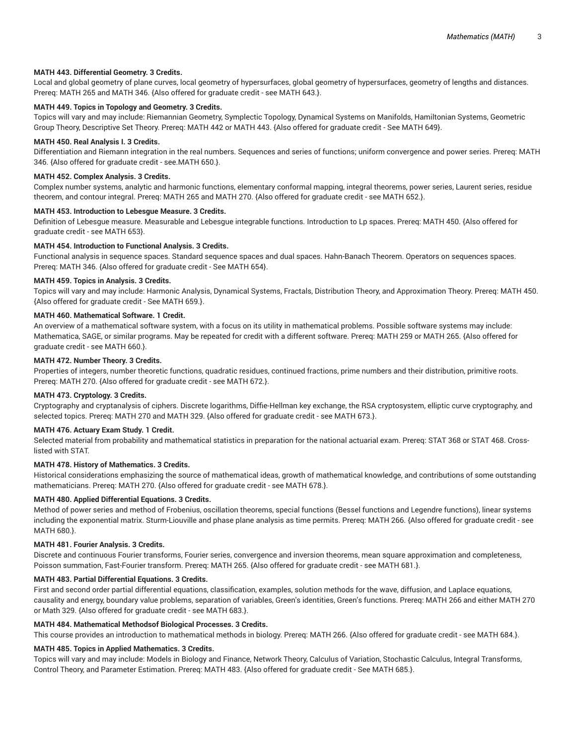**MATH 443. Differential Geometry. 3 Credits.**

Local and global geometry of plane curves, local geometry of hypersurfaces, global geometry of hypersurfaces, geometry of lengths and distances. Prereq: MATH 265 and MATH 346. {Also offered for graduate credit - see MATH 643.}.

**MATH 449. Topics in Topology and Geometry. 3 Credits.**

Topics will vary and may include: Riemannian Geometry, Symplectic Topology, Dynamical Systems on Manifolds, Hamiltonian Systems, Geometric Group Theory, Descriptive Set Theory. Prereq: MATH 442 or MATH 443. {Also offered for graduate credit - See MATH 649}.

**MATH 450. Real Analysis I. 3 Credits.**

Differentiation and Riemann integration in the real numbers. Sequences and series of functions; uniform convergence and power series. Prereq: MATH 346. {Also offered for graduate credit - see.MATH 650.}.

**MATH 452. Complex Analysis. 3 Credits.**

Complex number systems, analytic and harmonic functions, elementary conformal mapping, integral theorems, power series, Laurent series, residue theorem, and contour integral. Prereq: MATH 265 and MATH 270. {Also offered for graduate credit - see MATH 652.}.

**MATH 453. Introduction to Lebesgue Measure. 3 Credits.**

Definition of Lebesgue measure. Measurable and Lebesgue integrable functions. Introduction to Lp spaces. Prereq: MATH 450. {Also offered for graduate credit - see MATH 653}.

**MATH 454. Introduction to Functional Analysis. 3 Credits.**

Functional analysis in sequence spaces. Standard sequence spaces and dual spaces. Hahn-Banach Theorem. Operators on sequences spaces. Prereq: MATH 346. {Also offered for graduate credit - See MATH 654}.

**MATH 459. Topics in Analysis. 3 Credits.**

Topics will vary and may include: Harmonic Analysis, Dynamical Systems, Fractals, Distribution Theory, and Approximation Theory. Prereq: MATH 450. {Also offered for graduate credit - See MATH 659.}.

**MATH 460. Mathematical Software. 1 Credit.**

An overview of a mathematical software system, with a focus on its utility in mathematical problems. Possible software systems may include: Mathematica, SAGE, or similar programs. May be repeated for credit with a different software. Prereq: MATH 259 or MATH 265. {Also offered for graduate credit - see MATH 660.}.

**MATH 472. Number Theory. 3 Credits.**

Properties of integers, number theoretic functions, quadratic residues, continued fractions, prime numbers and their distribution, primitive roots. Prereq: MATH 270. {Also offered for graduate credit - see MATH 672.}.

**MATH 473. Cryptology. 3 Credits.**

Cryptography and cryptanalysis of ciphers. Discrete logarithms, Diffie-Hellman key exchange, the RSA cryptosystem, elliptic curve cryptography, and selected topics. Prereq: MATH 270 and MATH 329. {Also offered for graduate credit - see MATH 673.}.

**MATH 476. Actuary Exam Study. 1 Credit.**

Selected material from probability and mathematical statistics in preparation for the national actuarial exam. Prereq: STAT 368 or STAT 468. Cross-listed with STAT.

**MATH 478. History of Mathematics. 3 Credits.**

Historical considerations emphasizing the source of mathematical ideas, growth of mathematical knowledge, and contributions of some outstanding mathematicians. Prereq: MATH 270. {Also offered for graduate credit - see MATH 678.}.

**MATH 480. Applied Differential Equations. 3 Credits.**

Method of power series and method of Frobenius, oscillation theorems, special functions (Bessel functions and Legendre functions), linear systems including the exponential matrix. Sturm-Liouville and phase plane analysis as time permits. Prereq: MATH 266. {Also offered for graduate credit - see MATH 680.}.

**MATH 481. Fourier Analysis. 3 Credits.**

Discrete and continuous Fourier transforms, Fourier series, convergence and inversion theorems, mean square approximation and completeness, Poisson summation, Fast-Fourier transform. Prereq: MATH 265. {Also offered for graduate credit - see MATH 681.}.

**MATH 483. Partial Differential Equations. 3 Credits.**

First and second order partial differential equations, classification, examples, solution methods for the wave, diffusion, and Laplace equations, causality and energy, boundary value problems, separation of variables, Green's identities, Green's functions. Prereq: MATH 266 and either MATH 270 or Math 329. {Also offered for graduate credit - see MATH 683.}.

**MATH 484. Mathematical Methodsof Biological Processes. 3 Credits.**

This course provides an introduction to mathematical methods in biology. Prereq: MATH 266. {Also offered for graduate credit - see MATH 684.}.

**MATH 485. Topics in Applied Mathematics. 3 Credits.**

Topics will vary and may include: Models in Biology and Finance, Network Theory, Calculus of Variation, Stochastic Calculus, Integral Transforms, Control Theory, and Parameter Estimation. Prereq: MATH 483. {Also offered for graduate credit - See MATH 685.}.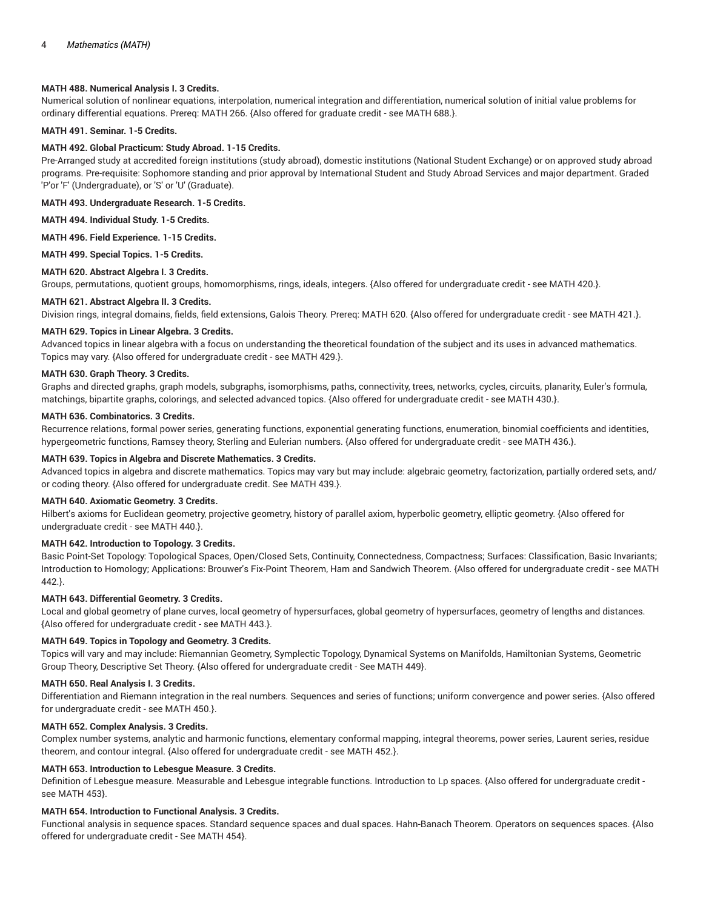**MATH 488. Numerical Analysis I. 3 Credits.**

Numerical solution of nonlinear equations, interpolation, numerical integration and differentiation, numerical solution of initial value problems for ordinary differential equations. Prereq: MATH 266. {Also offered for graduate credit - see MATH 688.}.

**MATH 491. Seminar. 1-5 Credits.**

**MATH 492. Global Practicum: Study Abroad. 1-15 Credits.**

Pre-Arranged study at accredited foreign institutions (study abroad), domestic institutions (National Student Exchange) or on approved study abroad programs. Pre-requisite: Sophomore standing and prior approval by International Student and Study Abroad Services and major department. Graded 'P'or 'F' (Undergraduate), or 'S' or 'U' (Graduate).

**MATH 493. Undergraduate Research. 1-5 Credits.**

**MATH 494. Individual Study. 1-5 Credits.**

**MATH 496. Field Experience. 1-15 Credits.**

**MATH 499. Special Topics. 1-5 Credits.**

**MATH 620. Abstract Algebra I. 3 Credits.**

Groups, permutations, quotient groups, homomorphisms, rings, ideals, integers. {Also offered for undergraduate credit - see MATH 420.}.

**MATH 621. Abstract Algebra II. 3 Credits.**

Division rings, integral domains, fields, field extensions, Galois Theory. Prereq: MATH 620. {Also offered for undergraduate credit - see MATH 421.}.

**MATH 629. Topics in Linear Algebra. 3 Credits.**

Advanced topics in linear algebra with a focus on understanding the theoretical foundation of the subject and its uses in advanced mathematics. Topics may vary. {Also offered for undergraduate credit - see MATH 429.}.

**MATH 630. Graph Theory. 3 Credits.**

Graphs and directed graphs, graph models, subgraphs, isomorphisms, paths, connectivity, trees, networks, cycles, circuits, planarity, Euler's formula, matchings, bipartite graphs, colorings, and selected advanced topics. {Also offered for undergraduate credit - see MATH 430.}.

**MATH 636. Combinatorics. 3 Credits.**

Recurrence relations, formal power series, generating functions, exponential generating functions, enumeration, binomial coefficients and identities, hypergeometric functions, Ramsey theory, Sterling and Eulerian numbers. {Also offered for undergraduate credit - see MATH 436.}.

**MATH 639. Topics in Algebra and Discrete Mathematics. 3 Credits.**

Advanced topics in algebra and discrete mathematics. Topics may vary but may include: algebraic geometry, factorization, partially ordered sets, and/or coding theory. {Also offered for undergraduate credit. See MATH 439.}.

**MATH 640. Axiomatic Geometry. 3 Credits.**

Hilbert's axioms for Euclidean geometry, projective geometry, history of parallel axiom, hyperbolic geometry, elliptic geometry. {Also offered for undergraduate credit - see MATH 440.}.

**MATH 642. Introduction to Topology. 3 Credits.**

Basic Point-Set Topology: Topological Spaces, Open/Closed Sets, Continuity, Connectedness, Compactness; Surfaces: Classification, Basic Invariants; Introduction to Homology; Applications: Brouwer's Fix-Point Theorem, Ham and Sandwich Theorem. {Also offered for undergraduate credit - see MATH 442.}.

**MATH 643. Differential Geometry. 3 Credits.**

Local and global geometry of plane curves, local geometry of hypersurfaces, global geometry of hypersurfaces, geometry of lengths and distances. {Also offered for undergraduate credit - see MATH 443.}.

**MATH 649. Topics in Topology and Geometry. 3 Credits.**

Topics will vary and may include: Riemannian Geometry, Symplectic Topology, Dynamical Systems on Manifolds, Hamiltonian Systems, Geometric Group Theory, Descriptive Set Theory. {Also offered for undergraduate credit - See MATH 449}.

**MATH 650. Real Analysis I. 3 Credits.**

Differentiation and Riemann integration in the real numbers. Sequences and series of functions; uniform convergence and power series. {Also offered for undergraduate credit - see MATH 450.}.

**MATH 652. Complex Analysis. 3 Credits.**

Complex number systems, analytic and harmonic functions, elementary conformal mapping, integral theorems, power series, Laurent series, residue theorem, and contour integral. {Also offered for undergraduate credit - see MATH 452.}.

**MATH 653. Introduction to Lebesgue Measure. 3 Credits.**

Definition of Lebesgue measure. Measurable and Lebesgue integrable functions. Introduction to Lp spaces. {Also offered for undergraduate credit - see MATH 453}.

**MATH 654. Introduction to Functional Analysis. 3 Credits.**

Functional analysis in sequence spaces. Standard sequence spaces and dual spaces. Hahn-Banach Theorem. Operators on sequences spaces. {Also offered for undergraduate credit - See MATH 454}.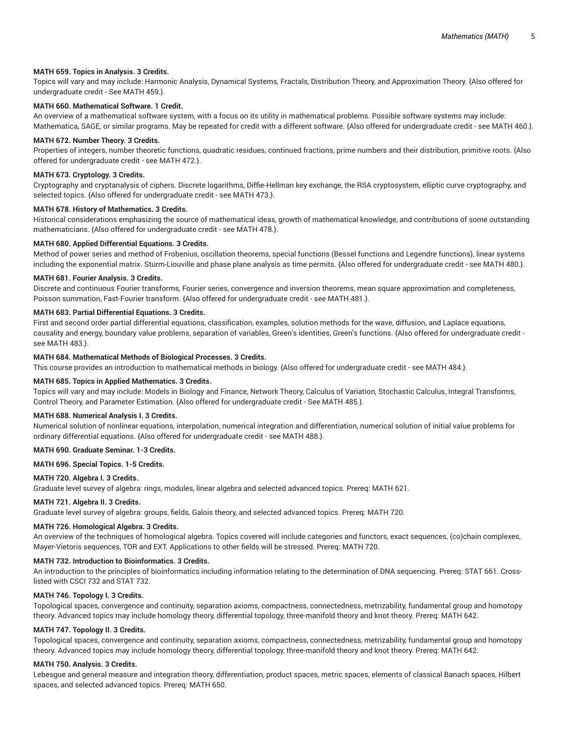**MATH 659. Topics in Analysis. 3 Credits.**
Topics will vary and may include: Harmonic Analysis, Dynamical Systems, Fractals, Distribution Theory, and Approximation Theory. {Also offered for undergraduate credit - See MATH 459.}.

**MATH 660. Mathematical Software. 1 Credit.**
An overview of a mathematical software system, with a focus on its utility in mathematical problems. Possible software systems may include: Mathematica, SAGE, or similar programs. May be repeated for credit with a different software. {Also offered for undergraduate credit - see MATH 460.}.

**MATH 672. Number Theory. 3 Credits.**
Properties of integers, number theoretic functions, quadratic residues, continued fractions, prime numbers and their distribution, primitive roots. {Also offered for undergraduate credit - see MATH 472.}.

**MATH 673. Cryptology. 3 Credits.**
Cryptography and cryptanalysis of ciphers. Discrete logarithms, Diffie-Hellman key exchange, the RSA cryptosystem, elliptic curve cryptography, and selected topics. {Also offered for undergraduate credit - see MATH 473.}.

**MATH 678. History of Mathematics. 3 Credits.**
Historical considerations emphasizing the source of mathematical ideas, growth of mathematical knowledge, and contributions of some outstanding mathematicians. {Also offered for undergraduate credit - see MATH 478.}.

**MATH 680. Applied Differential Equations. 3 Credits.**
Method of power series and method of Frobenius, oscillation theorems, special functions (Bessel functions and Legendre functions), linear systems including the exponential matrix. Sturm-Liouville and phase plane analysis as time permits. {Also offered for undergraduate credit - see MATH 480.}.

**MATH 681. Fourier Analysis. 3 Credits.**
Discrete and continuous Fourier transforms, Fourier series, convergence and inversion theorems, mean square approximation and completeness, Poisson summation, Fast-Fourier transform. {Also offered for undergraduate credit - see MATH 481.}.

**MATH 683. Partial Differential Equations. 3 Credits.**
First and second order partial differential equations, classification, examples, solution methods for the wave, diffusion, and Laplace equations, causality and energy, boundary value problems, separation of variables, Green's identities, Green's functions. {Also offered for undergraduate credit - see MATH 483.}.

**MATH 684. Mathematical Methods of Biological Processes. 3 Credits.**
This course provides an introduction to mathematical methods in biology. {Also offered for undergraduate credit - see MATH 484.}.

**MATH 685. Topics in Applied Mathematics. 3 Credits.**
Topics will vary and may include: Models in Biology and Finance, Network Theory, Calculus of Variation, Stochastic Calculus, Integral Transforms, Control Theory, and Parameter Estimation. {Also offered for undergraduate credit - See MATH 485.}.

**MATH 688. Numerical Analysis I. 3 Credits.**
Numerical solution of nonlinear equations, interpolation, numerical integration and differentiation, numerical solution of initial value problems for ordinary differential equations. {Also offered for undergraduate credit - see MATH 488.}.

**MATH 690. Graduate Seminar. 1-3 Credits.**

**MATH 696. Special Topics. 1-5 Credits.**

**MATH 720. Algebra I. 3 Credits.**
Graduate level survey of algebra: rings, modules, linear algebra and selected advanced topics. Prereq: MATH 621.

**MATH 721. Algebra II. 3 Credits.**
Graduate level survey of algebra: groups, fields, Galois theory, and selected advanced topics. Prereq: MATH 720.

**MATH 726. Homological Algebra. 3 Credits.**
An overview of the techniques of homological algebra. Topics covered will include categories and functors, exact sequences, (co)chain complexes, Mayer-Vietoris sequences, TOR and EXT. Applications to other fields will be stressed. Prereq: MATH 720.

**MATH 732. Introduction to Bioinformatics. 3 Credits.**
An introduction to the principles of bioinformatics including information relating to the determination of DNA sequencing. Prereq: STAT 661. Cross-listed with CSCI 732 and STAT 732.

**MATH 746. Topology I. 3 Credits.**
Topological spaces, convergence and continuity, separation axioms, compactness, connectedness, metrizability, fundamental group and homotopy theory. Advanced topics may include homology theory, differential topology, three-manifold theory and knot theory. Prereq: MATH 642.

**MATH 747. Topology II. 3 Credits.**
Topological spaces, convergence and continuity, separation axioms, compactness, connectedness, metrizability, fundamental group and homotopy theory. Advanced topics may include homology theory, differential topology, three-manifold theory and knot theory. Prereq: MATH 642.

**MATH 750. Analysis. 3 Credits.**
Lebesgue and general measure and integration theory, differentiation, product spaces, metric spaces, elements of classical Banach spaces, Hilbert spaces, and selected advanced topics. Prereq: MATH 650.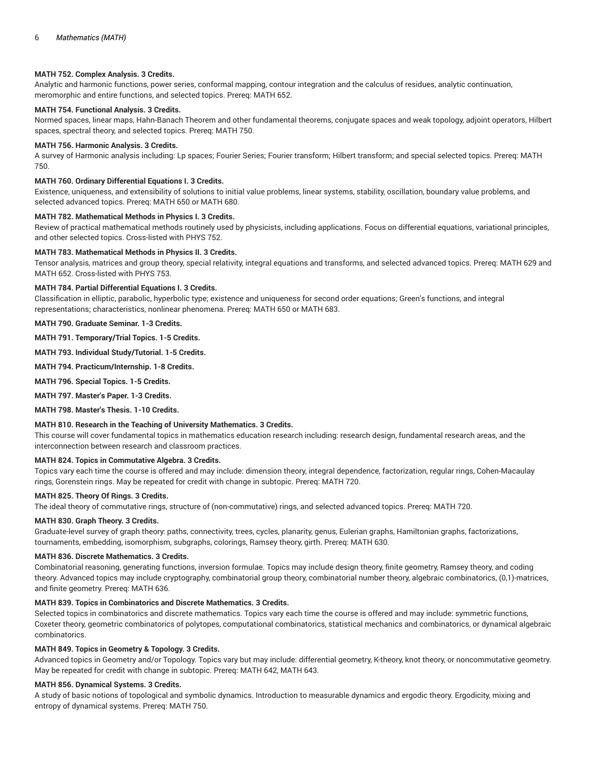**MATH 752. Complex Analysis. 3 Credits.**
Analytic and harmonic functions, power series, conformal mapping, contour integration and the calculus of residues, analytic continuation, meromorphic and entire functions, and selected topics. Prereq: MATH 652.

**MATH 754. Functional Analysis. 3 Credits.**
Normed spaces, linear maps, Hahn-Banach Theorem and other fundamental theorems, conjugate spaces and weak topology, adjoint operators, Hilbert spaces, spectral theory, and selected topics. Prereq: MATH 750.

**MATH 756. Harmonic Analysis. 3 Credits.**
A survey of Harmonic analysis including: Lp spaces; Fourier Series; Fourier transform; Hilbert transform; and special selected topics. Prereq: MATH 750.

**MATH 760. Ordinary Differential Equations I. 3 Credits.**
Existence, uniqueness, and extensibility of solutions to initial value problems, linear systems, stability, oscillation, boundary value problems, and selected advanced topics. Prereq: MATH 650 or MATH 680.

**MATH 782. Mathematical Methods in Physics I. 3 Credits.**
Review of practical mathematical methods routinely used by physicists, including applications. Focus on differential equations, variational principles, and other selected topics. Cross-listed with PHYS 752.

**MATH 783. Mathematical Methods in Physics II. 3 Credits.**
Tensor analysis, matrices and group theory, special relativity, integral equations and transforms, and selected advanced topics. Prereq: MATH 629 and MATH 652. Cross-listed with PHYS 753.

**MATH 784. Partial Differential Equations I. 3 Credits.**
Classification in elliptic, parabolic, hyperbolic type; existence and uniqueness for second order equations; Green's functions, and integral representations; characteristics, nonlinear phenomena. Prereq: MATH 650 or MATH 683.

**MATH 790. Graduate Seminar. 1-3 Credits.**

**MATH 791. Temporary/Trial Topics. 1-5 Credits.**

**MATH 793. Individual Study/Tutorial. 1-5 Credits.**

**MATH 794. Practicum/Internship. 1-8 Credits.**

**MATH 796. Special Topics. 1-5 Credits.**

**MATH 797. Master's Paper. 1-3 Credits.**

**MATH 798. Master's Thesis. 1-10 Credits.**

**MATH 810. Research in the Teaching of University Mathematics. 3 Credits.**
This course will cover fundamental topics in mathematics education research including: research design, fundamental research areas, and the interconnection between research and classroom practices.

**MATH 824. Topics in Commutative Algebra. 3 Credits.**
Topics vary each time the course is offered and may include: dimension theory, integral dependence, factorization, regular rings, Cohen-Macaulay rings, Gorenstein rings. May be repeated for credit with change in subtopic. Prereq: MATH 720.

**MATH 825. Theory Of Rings. 3 Credits.**
The ideal theory of commutative rings, structure of (non-commutative) rings, and selected advanced topics. Prereq: MATH 720.

**MATH 830. Graph Theory. 3 Credits.**
Graduate-level survey of graph theory: paths, connectivity, trees, cycles, planarity, genus, Eulerian graphs, Hamiltonian graphs, factorizations, tournaments, embedding, isomorphism, subgraphs, colorings, Ramsey theory, girth. Prereq: MATH 630.

**MATH 836. Discrete Mathematics. 3 Credits.**
Combinatorial reasoning, generating functions, inversion formulae. Topics may include design theory, finite geometry, Ramsey theory, and coding theory. Advanced topics may include cryptography, combinatorial group theory, combinatorial number theory, algebraic combinatorics, (0,1)-matrices, and finite geometry. Prereq: MATH 636.

**MATH 839. Topics in Combinatorics and Discrete Mathematics. 3 Credits.**
Selected topics in combinatorics and discrete mathematics. Topics vary each time the course is offered and may include: symmetric functions, Coxeter theory, geometric combinatorics of polytopes, computational combinatorics, statistical mechanics and combinatorics, or dynamical algebraic combinatorics.

**MATH 849. Topics in Geometry & Topology. 3 Credits.**
Advanced topics in Geometry and/or Topology. Topics vary but may include: differential geometry, K-theory, knot theory, or noncommutative geometry. May be repeated for credit with change in subtopic. Prereq: MATH 642, MATH 643.

**MATH 856. Dynamical Systems. 3 Credits.**
A study of basic notions of topological and symbolic dynamics. Introduction to measurable dynamics and ergodic theory. Ergodicity, mixing and entropy of dynamical systems. Prereq: MATH 750.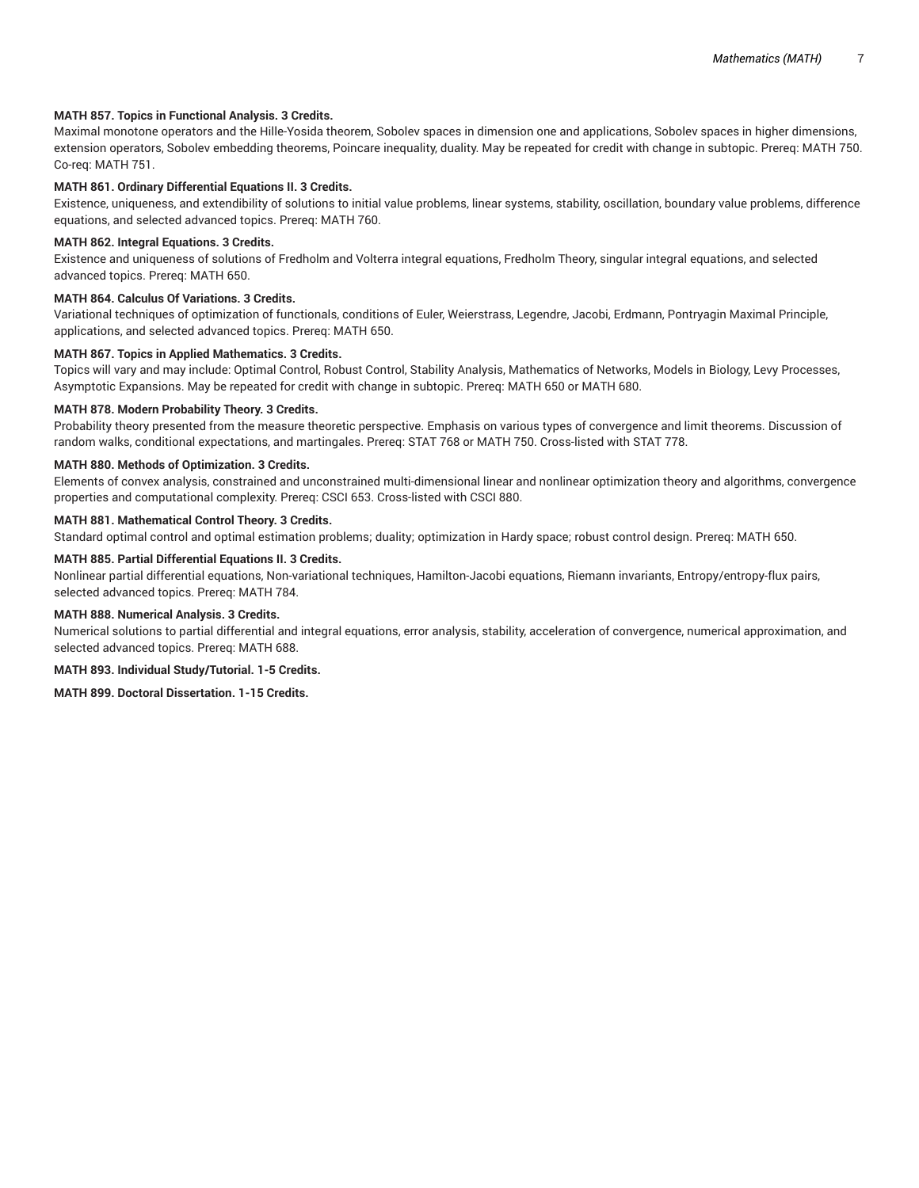**MATH 857. Topics in Functional Analysis. 3 Credits.**
Maximal monotone operators and the Hille-Yosida theorem, Sobolev spaces in dimension one and applications, Sobolev spaces in higher dimensions, extension operators, Sobolev embedding theorems, Poincare inequality, duality. May be repeated for credit with change in subtopic. Prereq: MATH 750. Co-req: MATH 751.

**MATH 861. Ordinary Differential Equations II. 3 Credits.**
Existence, uniqueness, and extendibility of solutions to initial value problems, linear systems, stability, oscillation, boundary value problems, difference equations, and selected advanced topics. Prereq: MATH 760.

**MATH 862. Integral Equations. 3 Credits.**
Existence and uniqueness of solutions of Fredholm and Volterra integral equations, Fredholm Theory, singular integral equations, and selected advanced topics. Prereq: MATH 650.

**MATH 864. Calculus Of Variations. 3 Credits.**
Variational techniques of optimization of functionals, conditions of Euler, Weierstrass, Legendre, Jacobi, Erdmann, Pontryagin Maximal Principle, applications, and selected advanced topics. Prereq: MATH 650.

**MATH 867. Topics in Applied Mathematics. 3 Credits.**
Topics will vary and may include: Optimal Control, Robust Control, Stability Analysis, Mathematics of Networks, Models in Biology, Levy Processes, Asymptotic Expansions. May be repeated for credit with change in subtopic. Prereq: MATH 650 or MATH 680.

**MATH 878. Modern Probability Theory. 3 Credits.**
Probability theory presented from the measure theoretic perspective. Emphasis on various types of convergence and limit theorems. Discussion of random walks, conditional expectations, and martingales. Prereq: STAT 768 or MATH 750. Cross-listed with STAT 778.

**MATH 880. Methods of Optimization. 3 Credits.**
Elements of convex analysis, constrained and unconstrained multi-dimensional linear and nonlinear optimization theory and algorithms, convergence properties and computational complexity. Prereq: CSCI 653. Cross-listed with CSCI 880.

**MATH 881. Mathematical Control Theory. 3 Credits.**
Standard optimal control and optimal estimation problems; duality; optimization in Hardy space; robust control design. Prereq: MATH 650.

**MATH 885. Partial Differential Equations II. 3 Credits.**
Nonlinear partial differential equations, Non-variational techniques, Hamilton-Jacobi equations, Riemann invariants, Entropy/entropy-flux pairs, selected advanced topics. Prereq: MATH 784.

**MATH 888. Numerical Analysis. 3 Credits.**
Numerical solutions to partial differential and integral equations, error analysis, stability, acceleration of convergence, numerical approximation, and selected advanced topics. Prereq: MATH 688.

**MATH 893. Individual Study/Tutorial. 1-5 Credits.**

**MATH 899. Doctoral Dissertation. 1-15 Credits.**